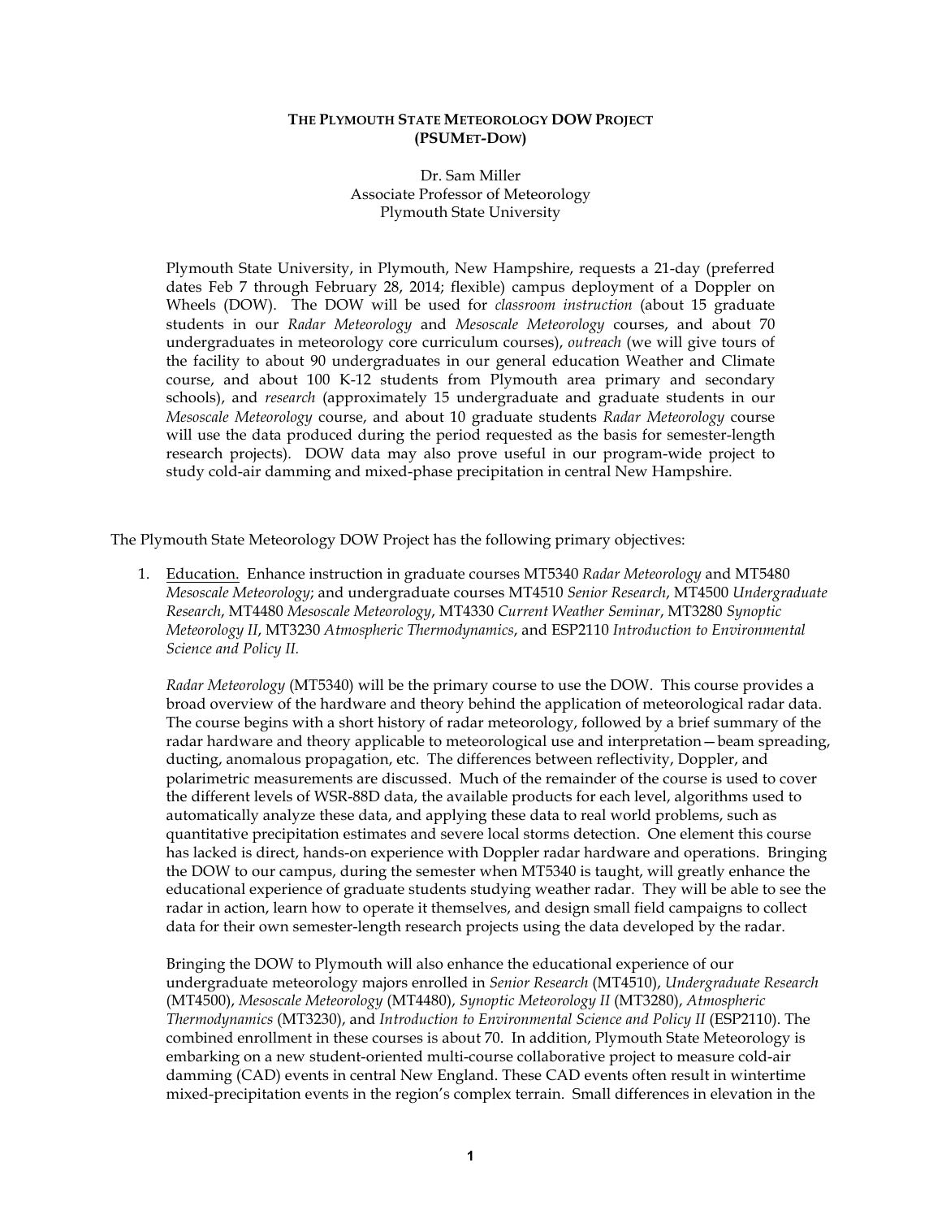# THE PLYMOUTH STATE METEOROLOGY DOW PROJECT (PSUMET-DOW)

Dr. Sam Miller
Associate Professor of Meteorology
Plymouth State University

Plymouth State University, in Plymouth, New Hampshire, requests a 21-day (preferred dates Feb 7 through February 28, 2014; flexible) campus deployment of a Doppler on Wheels (DOW). The DOW will be used for *classroom instruction* (about 15 graduate students in our *Radar Meteorology* and *Mesoscale Meteorology* courses, and about 70 undergraduates in meteorology core curriculum courses), *outreach* (we will give tours of the facility to about 90 undergraduates in our general education Weather and Climate course, and about 100 K-12 students from Plymouth area primary and secondary schools), and *research* (approximately 15 undergraduate and graduate students in our *Mesoscale Meteorology* course, and about 10 graduate students *Radar Meteorology* course will use the data produced during the period requested as the basis for semester-length research projects). DOW data may also prove useful in our program-wide project to study cold-air damming and mixed-phase precipitation in central New Hampshire.

The Plymouth State Meteorology DOW Project has the following primary objectives:

1. Education. Enhance instruction in graduate courses MT5340 *Radar Meteorology* and MT5480 *Mesoscale Meteorology*; and undergraduate courses MT4510 *Senior Research*, MT4500 *Undergraduate Research*, MT4480 *Mesoscale Meteorology*, MT4330 *Current Weather Seminar*, MT3280 *Synoptic Meteorology II*, MT3230 *Atmospheric Thermodynamics*, and ESP2110 *Introduction to Environmental Science and Policy II.*

   *Radar Meteorology* (MT5340) will be the primary course to use the DOW. This course provides a broad overview of the hardware and theory behind the application of meteorological radar data. The course begins with a short history of radar meteorology, followed by a brief summary of the radar hardware and theory applicable to meteorological use and interpretation—beam spreading, ducting, anomalous propagation, etc. The differences between reflectivity, Doppler, and polarimetric measurements are discussed. Much of the remainder of the course is used to cover the different levels of WSR-88D data, the available products for each level, algorithms used to automatically analyze these data, and applying these data to real world problems, such as quantitative precipitation estimates and severe local storms detection. One element this course has lacked is direct, hands-on experience with Doppler radar hardware and operations. Bringing the DOW to our campus, during the semester when MT5340 is taught, will greatly enhance the educational experience of graduate students studying weather radar. They will be able to see the radar in action, learn how to operate it themselves, and design small field campaigns to collect data for their own semester-length research projects using the data developed by the radar.

   Bringing the DOW to Plymouth will also enhance the educational experience of our undergraduate meteorology majors enrolled in *Senior Research* (MT4510), *Undergraduate Research* (MT4500), *Mesoscale Meteorology* (MT4480), *Synoptic Meteorology II* (MT3280), *Atmospheric Thermodynamics* (MT3230), and *Introduction to Environmental Science and Policy II* (ESP2110). The combined enrollment in these courses is about 70. In addition, Plymouth State Meteorology is embarking on a new student-oriented multi-course collaborative project to measure cold-air damming (CAD) events in central New England. These CAD events often result in wintertime mixed-precipitation events in the region's complex terrain. Small differences in elevation in the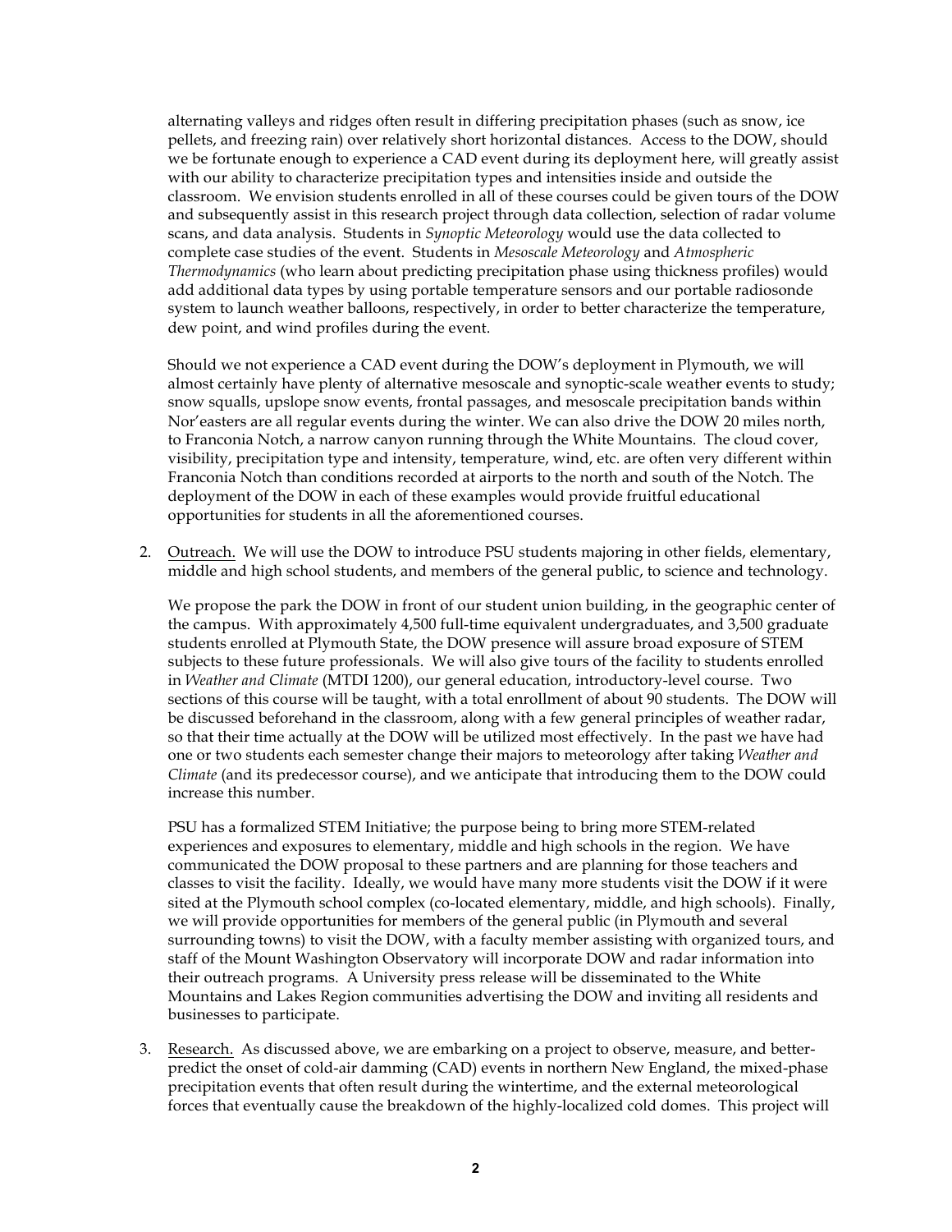alternating valleys and ridges often result in differing precipitation phases (such as snow, ice pellets, and freezing rain) over relatively short horizontal distances. Access to the DOW, should we be fortunate enough to experience a CAD event during its deployment here, will greatly assist with our ability to characterize precipitation types and intensities inside and outside the classroom. We envision students enrolled in all of these courses could be given tours of the DOW and subsequently assist in this research project through data collection, selection of radar volume scans, and data analysis. Students in *Synoptic Meteorology* would use the data collected to complete case studies of the event. Students in *Mesoscale Meteorology* and *Atmospheric Thermodynamics* (who learn about predicting precipitation phase using thickness profiles) would add additional data types by using portable temperature sensors and our portable radiosonde system to launch weather balloons, respectively, in order to better characterize the temperature, dew point, and wind profiles during the event.

Should we not experience a CAD event during the DOW's deployment in Plymouth, we will almost certainly have plenty of alternative mesoscale and synoptic-scale weather events to study; snow squalls, upslope snow events, frontal passages, and mesoscale precipitation bands within Nor'easters are all regular events during the winter. We can also drive the DOW 20 miles north, to Franconia Notch, a narrow canyon running through the White Mountains. The cloud cover, visibility, precipitation type and intensity, temperature, wind, etc. are often very different within Franconia Notch than conditions recorded at airports to the north and south of the Notch. The deployment of the DOW in each of these examples would provide fruitful educational opportunities for students in all the aforementioned courses.

2. <u>Outreach.</u> We will use the DOW to introduce PSU students majoring in other fields, elementary, middle and high school students, and members of the general public, to science and technology.

   We propose the park the DOW in front of our student union building, in the geographic center of the campus. With approximately 4,500 full-time equivalent undergraduates, and 3,500 graduate students enrolled at Plymouth State, the DOW presence will assure broad exposure of STEM subjects to these future professionals. We will also give tours of the facility to students enrolled in *Weather and Climate* (MTDI 1200), our general education, introductory-level course. Two sections of this course will be taught, with a total enrollment of about 90 students. The DOW will be discussed beforehand in the classroom, along with a few general principles of weather radar, so that their time actually at the DOW will be utilized most effectively. In the past we have had one or two students each semester change their majors to meteorology after taking *Weather and Climate* (and its predecessor course), and we anticipate that introducing them to the DOW could increase this number.

   PSU has a formalized STEM Initiative; the purpose being to bring more STEM-related experiences and exposures to elementary, middle and high schools in the region. We have communicated the DOW proposal to these partners and are planning for those teachers and classes to visit the facility. Ideally, we would have many more students visit the DOW if it were sited at the Plymouth school complex (co-located elementary, middle, and high schools). Finally, we will provide opportunities for members of the general public (in Plymouth and several surrounding towns) to visit the DOW, with a faculty member assisting with organized tours, and staff of the Mount Washington Observatory will incorporate DOW and radar information into their outreach programs. A University press release will be disseminated to the White Mountains and Lakes Region communities advertising the DOW and inviting all residents and businesses to participate.

3. <u>Research.</u> As discussed above, we are embarking on a project to observe, measure, and better-predict the onset of cold-air damming (CAD) events in northern New England, the mixed-phase precipitation events that often result during the wintertime, and the external meteorological forces that eventually cause the breakdown of the highly-localized cold domes. This project will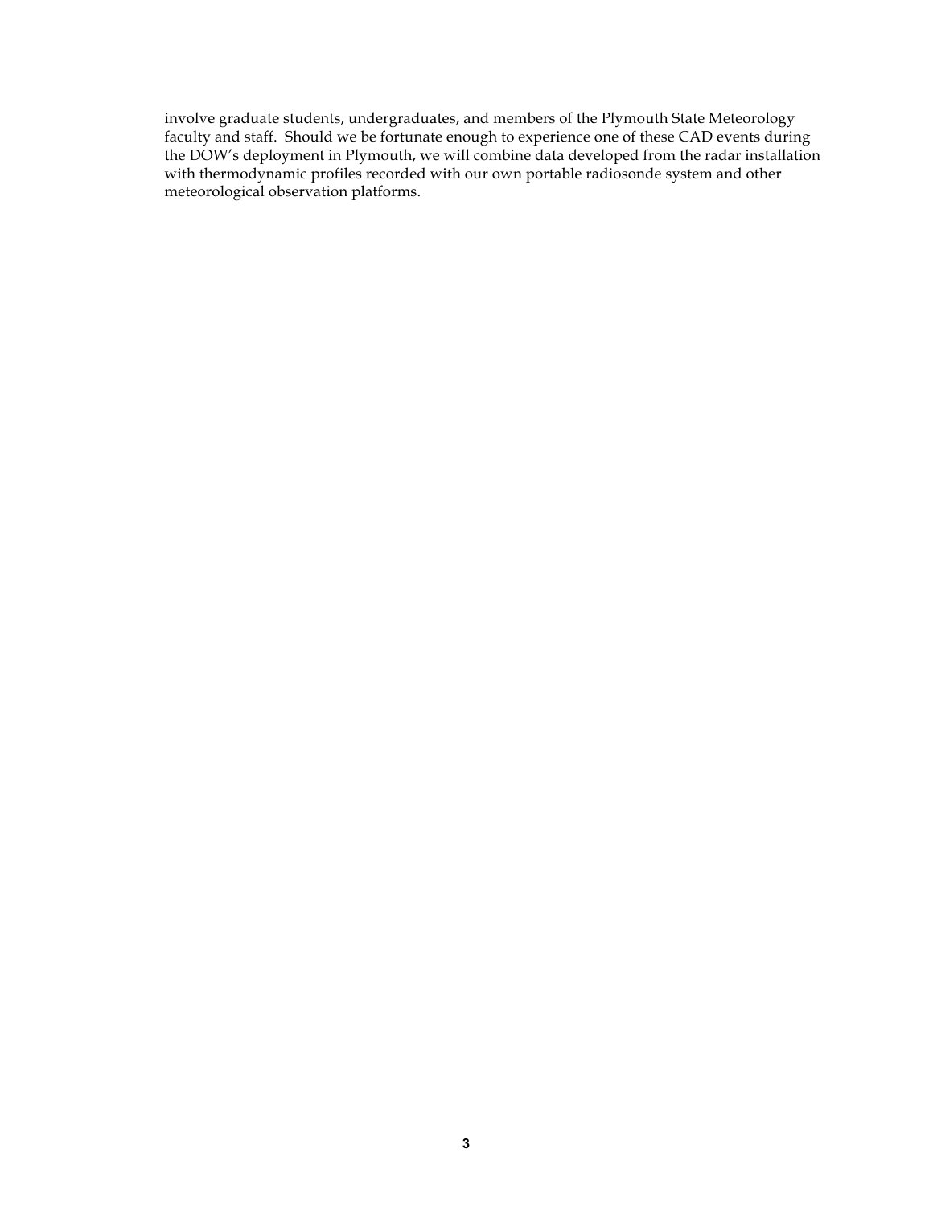involve graduate students, undergraduates, and members of the Plymouth State Meteorology faculty and staff. Should we be fortunate enough to experience one of these CAD events during the DOW's deployment in Plymouth, we will combine data developed from the radar installation with thermodynamic profiles recorded with our own portable radiosonde system and other meteorological observation platforms.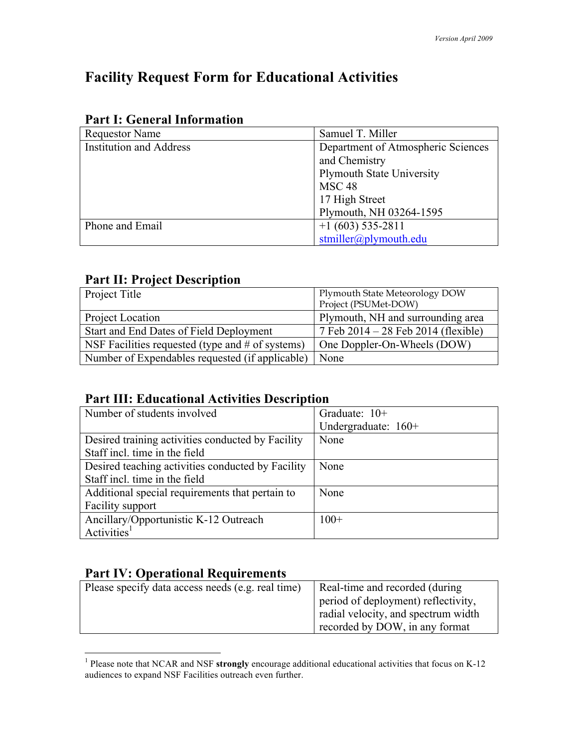# Facility Request Form for Educational Activities

## Part I: General Information

| | |
|---|---|
| Requestor Name | Samuel T. Miller |
| Institution and Address | Department of Atmospheric Sciences and Chemistry<br>Plymouth State University<br>MSC 48<br>17 High Street<br>Plymouth, NH 03264-1595 |
| Phone and Email | +1 (603) 535-2811<br>stmiller@plymouth.edu |

## Part II: Project Description

| | |
|---|---|
| Project Title | Plymouth State Meteorology DOW Project (PSUMet-DOW) |
| Project Location | Plymouth, NH and surrounding area |
| Start and End Dates of Field Deployment | 7 Feb 2014 – 28 Feb 2014 (flexible) |
| NSF Facilities requested (type and # of systems) | One Doppler-On-Wheels (DOW) |
| Number of Expendables requested (if applicable) | None |

## Part III: Educational Activities Description

| | |
|---|---|
| Number of students involved | Graduate: 10+<br>Undergraduate: 160+ |
| Desired training activities conducted by Facility Staff incl. time in the field | None |
| Desired teaching activities conducted by Facility Staff incl. time in the field | None |
| Additional special requirements that pertain to Facility support | None |
| Ancillary/Opportunistic K-12 Outreach Activities[1] | 100+ |

## Part IV: Operational Requirements

| | |
|---|---|
| Please specify data access needs (e.g. real time) | Real-time and recorded (during period of deployment) reflectivity, radial velocity, and spectrum width recorded by DOW, in any format |

[1] Please note that NCAR and NSF **strongly** encourage additional educational activities that focus on K-12 audiences to expand NSF Facilities outreach even further.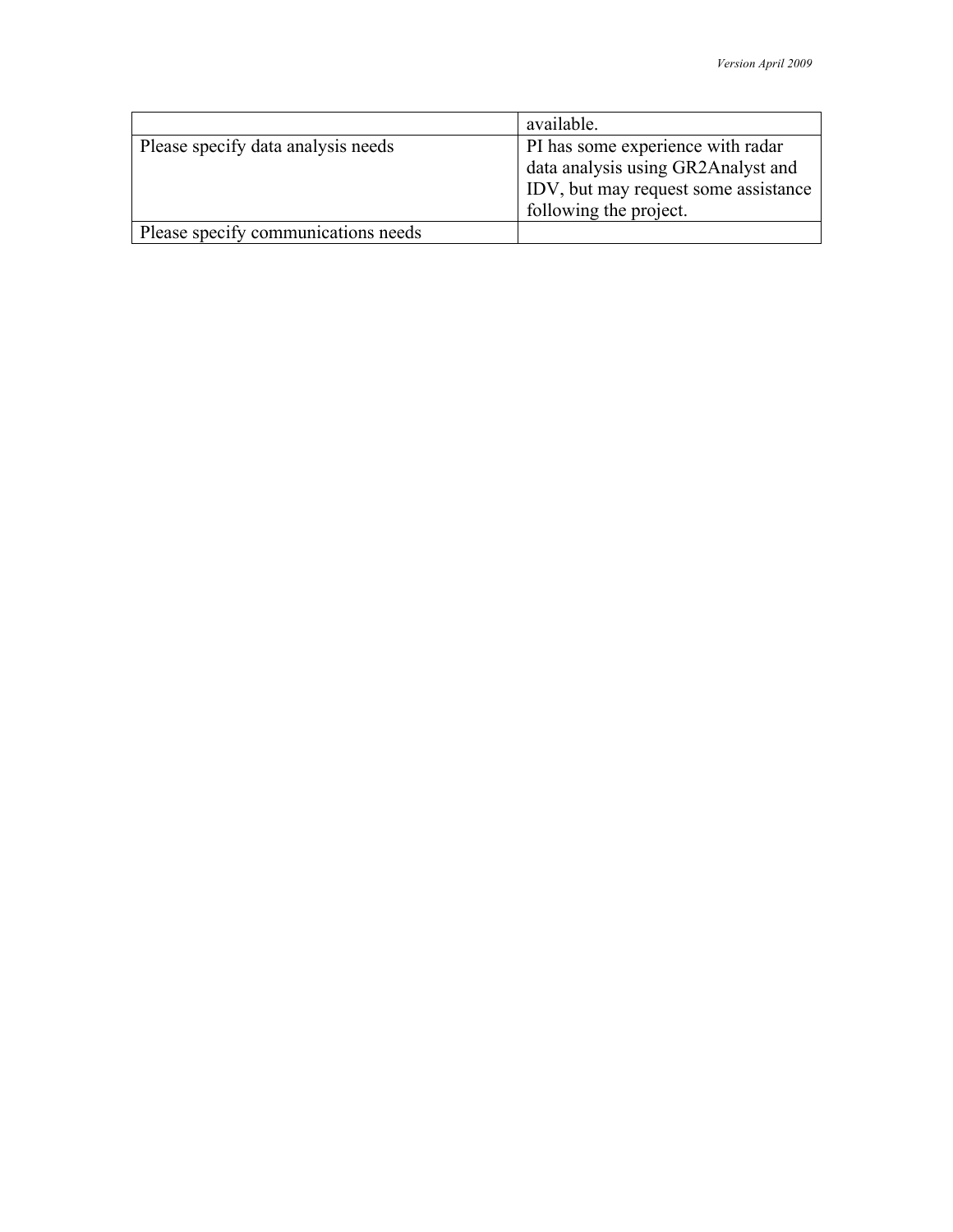| | |
|---|---|
| | available. |
| Please specify data analysis needs | PI has some experience with radar data analysis using GR2Analyst and IDV, but may request some assistance following the project. |
| Please specify communications needs | |